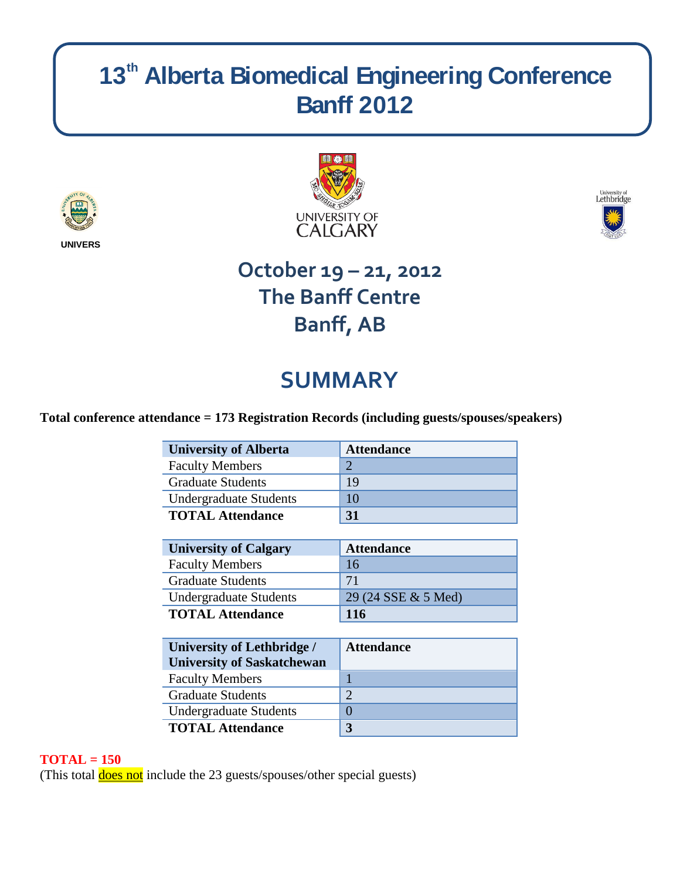# 13th Alberta Biomedical Engineering Conference
# Banff 2012

UNIVERS

UNIVERSITY OF CALGARY

University of Lethbridge

## October 19 – 21, 2012
## The Banff Centre
## Banff, AB

# SUMMARY

**Total conference attendance = 173 Registration Records (including guests/spouses/speakers)**

| University of Alberta | Attendance |
|---|---|
| Faculty Members | 2 |
| Graduate Students | 19 |
| Undergraduate Students | 10 |
| **TOTAL Attendance** | **31** |

| University of Calgary | Attendance |
|---|---|
| Faculty Members | 16 |
| Graduate Students | 71 |
| Undergraduate Students | 29 (24 SSE & 5 Med) |
| **TOTAL Attendance** | **116** |

| University of Lethbridge / University of Saskatchewan | Attendance |
|---|---|
| Faculty Members | 1 |
| Graduate Students | 2 |
| Undergraduate Students | 0 |
| **TOTAL Attendance** | **3** |

**TOTAL = 150**
(This total does not include the 23 guests/spouses/other special guests)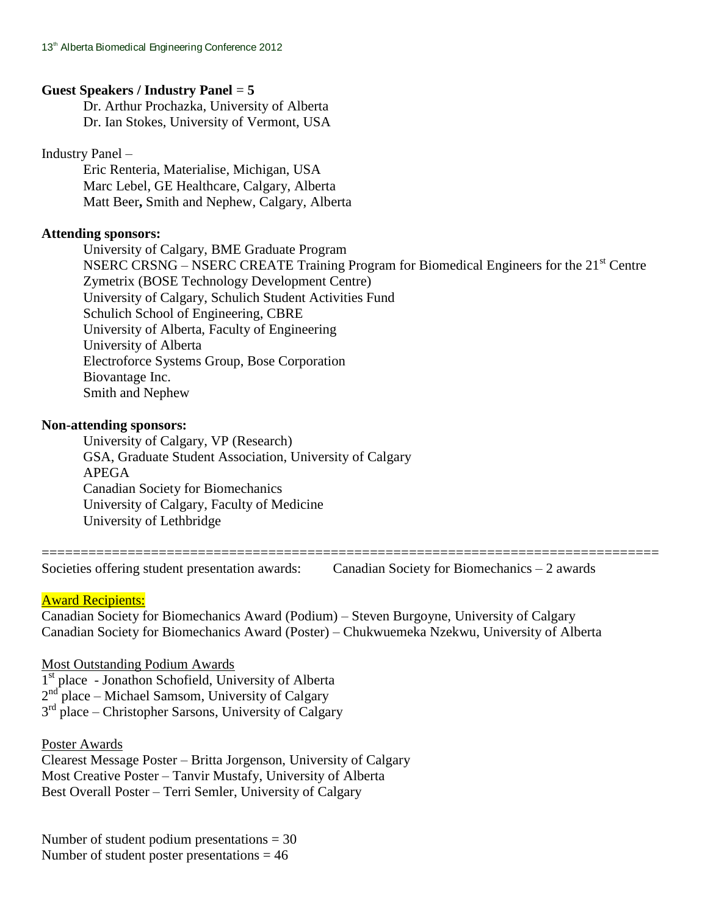**Guest Speakers / Industry Panel = 5**

Dr. Arthur Prochazka, University of Alberta
Dr. Ian Stokes, University of Vermont, USA

Industry Panel –

Eric Renteria, Materialise, Michigan, USA
Marc Lebel, GE Healthcare, Calgary, Alberta
Matt Beer**,** Smith and Nephew, Calgary, Alberta

**Attending sponsors:**

University of Calgary, BME Graduate Program
NSERC CRSNG – NSERC CREATE Training Program for Biomedical Engineers for the 21st Centre
Zymetrix (BOSE Technology Development Centre)
University of Calgary, Schulich Student Activities Fund
Schulich School of Engineering, CBRE
University of Alberta, Faculty of Engineering
University of Alberta
Electroforce Systems Group, Bose Corporation
Biovantage Inc.
Smith and Nephew

**Non-attending sponsors:**

University of Calgary, VP (Research)
GSA, Graduate Student Association, University of Calgary
APEGA
Canadian Society for Biomechanics
University of Calgary, Faculty of Medicine
University of Lethbridge

================================================================================

Societies offering student presentation awards: Canadian Society for Biomechanics – 2 awards

<u>Award Recipients:</u>

Canadian Society for Biomechanics Award (Podium) – Steven Burgoyne, University of Calgary
Canadian Society for Biomechanics Award (Poster) – Chukwuemeka Nzekwu, University of Alberta

<u>Most Outstanding Podium Awards</u>

1st place - Jonathon Schofield, University of Alberta
2nd place – Michael Samsom, University of Calgary
3rd place – Christopher Sarsons, University of Calgary

<u>Poster Awards</u>

Clearest Message Poster – Britta Jorgenson, University of Calgary
Most Creative Poster – Tanvir Mustafy, University of Alberta
Best Overall Poster – Terri Semler, University of Calgary

Number of student podium presentations = 30
Number of student poster presentations = 46